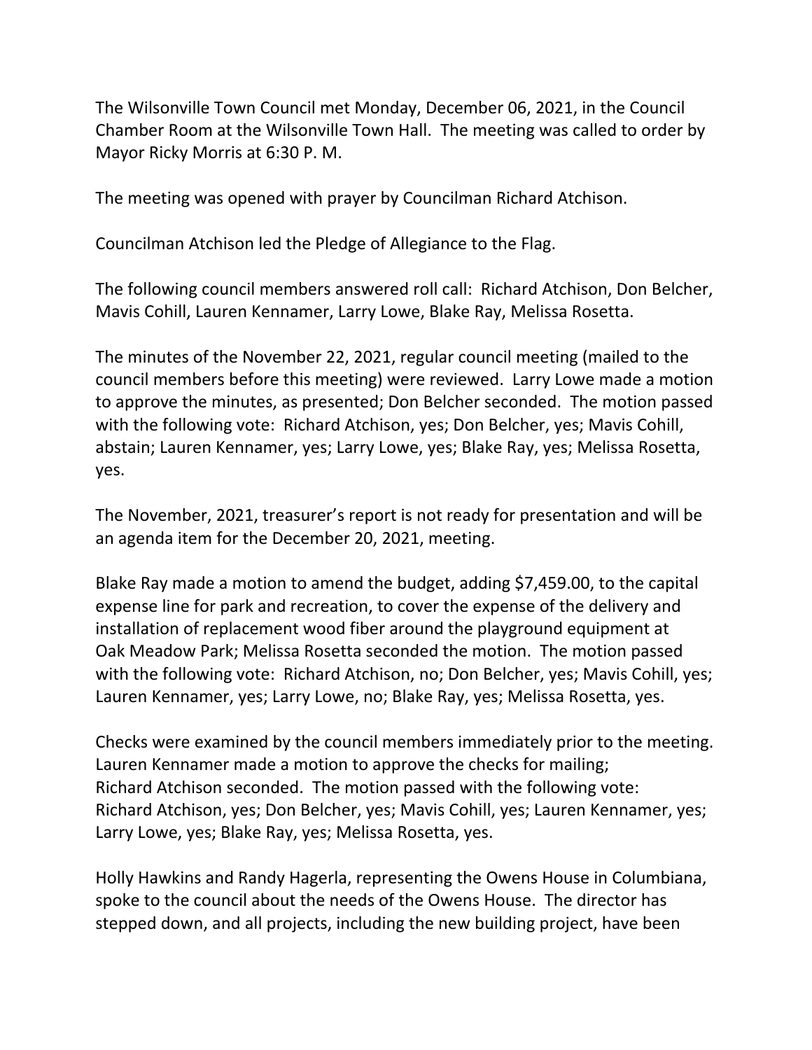The Wilsonville Town Council met Monday, December 06, 2021, in the Council Chamber Room at the Wilsonville Town Hall. The meeting was called to order by Mayor Ricky Morris at 6:30 P. M.

The meeting was opened with prayer by Councilman Richard Atchison.

Councilman Atchison led the Pledge of Allegiance to the Flag.

The following council members answered roll call: Richard Atchison, Don Belcher, Mavis Cohill, Lauren Kennamer, Larry Lowe, Blake Ray, Melissa Rosetta.

The minutes of the November 22, 2021, regular council meeting (mailed to the council members before this meeting) were reviewed. Larry Lowe made a motion to approve the minutes, as presented; Don Belcher seconded. The motion passed with the following vote: Richard Atchison, yes; Don Belcher, yes; Mavis Cohill, abstain; Lauren Kennamer, yes; Larry Lowe, yes; Blake Ray, yes; Melissa Rosetta, yes.

The November, 2021, treasurer's report is not ready for presentation and will be an agenda item for the December 20, 2021, meeting.

Blake Ray made a motion to amend the budget, adding $7,459.00, to the capital expense line for park and recreation, to cover the expense of the delivery and installation of replacement wood fiber around the playground equipment at Oak Meadow Park; Melissa Rosetta seconded the motion. The motion passed with the following vote: Richard Atchison, no; Don Belcher, yes; Mavis Cohill, yes; Lauren Kennamer, yes; Larry Lowe, no; Blake Ray, yes; Melissa Rosetta, yes.

Checks were examined by the council members immediately prior to the meeting. Lauren Kennamer made a motion to approve the checks for mailing; Richard Atchison seconded. The motion passed with the following vote: Richard Atchison, yes; Don Belcher, yes; Mavis Cohill, yes; Lauren Kennamer, yes; Larry Lowe, yes; Blake Ray, yes; Melissa Rosetta, yes.

Holly Hawkins and Randy Hagerla, representing the Owens House in Columbiana, spoke to the council about the needs of the Owens House. The director has stepped down, and all projects, including the new building project, have been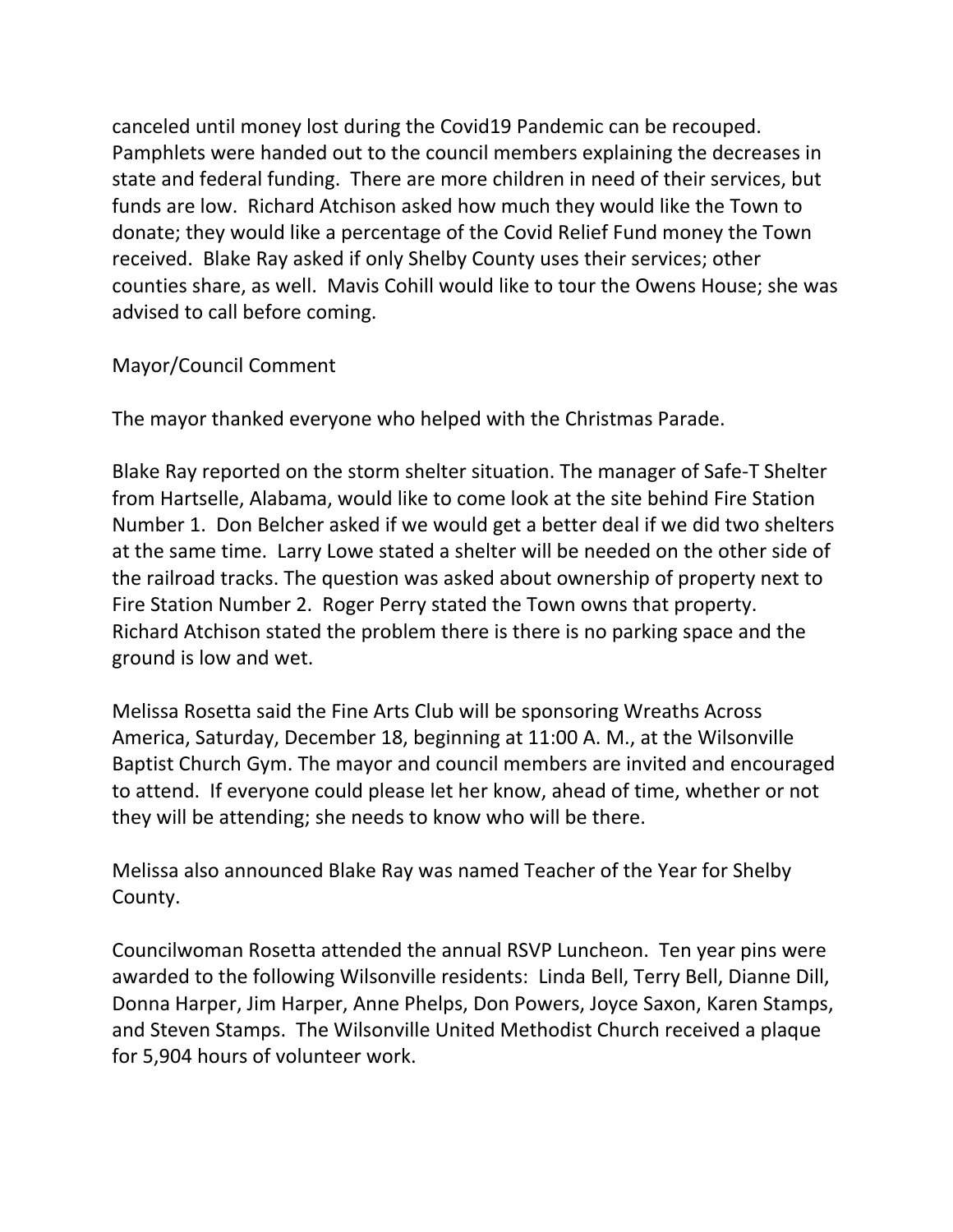canceled until money lost during the Covid19 Pandemic can be recouped. Pamphlets were handed out to the council members explaining the decreases in state and federal funding. There are more children in need of their services, but funds are low. Richard Atchison asked how much they would like the Town to donate; they would like a percentage of the Covid Relief Fund money the Town received. Blake Ray asked if only Shelby County uses their services; other counties share, as well. Mavis Cohill would like to tour the Owens House; she was advised to call before coming.

Mayor/Council Comment

The mayor thanked everyone who helped with the Christmas Parade.

Blake Ray reported on the storm shelter situation. The manager of Safe-T Shelter from Hartselle, Alabama, would like to come look at the site behind Fire Station Number 1. Don Belcher asked if we would get a better deal if we did two shelters at the same time. Larry Lowe stated a shelter will be needed on the other side of the railroad tracks. The question was asked about ownership of property next to Fire Station Number 2. Roger Perry stated the Town owns that property. Richard Atchison stated the problem there is there is no parking space and the ground is low and wet.

Melissa Rosetta said the Fine Arts Club will be sponsoring Wreaths Across America, Saturday, December 18, beginning at 11:00 A. M., at the Wilsonville Baptist Church Gym. The mayor and council members are invited and encouraged to attend. If everyone could please let her know, ahead of time, whether or not they will be attending; she needs to know who will be there.

Melissa also announced Blake Ray was named Teacher of the Year for Shelby County.

Councilwoman Rosetta attended the annual RSVP Luncheon. Ten year pins were awarded to the following Wilsonville residents: Linda Bell, Terry Bell, Dianne Dill, Donna Harper, Jim Harper, Anne Phelps, Don Powers, Joyce Saxon, Karen Stamps, and Steven Stamps. The Wilsonville United Methodist Church received a plaque for 5,904 hours of volunteer work.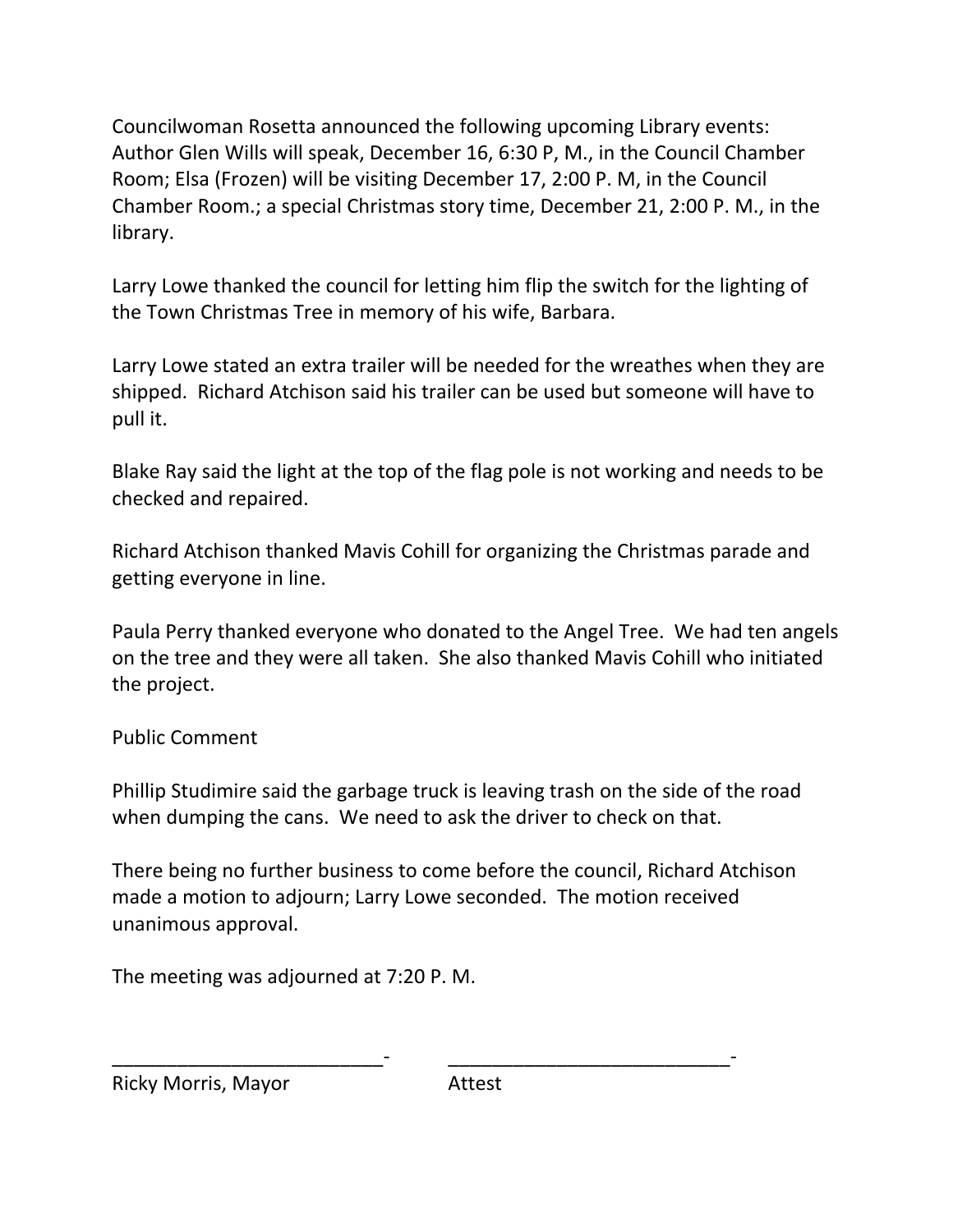Councilwoman Rosetta announced the following upcoming Library events: Author Glen Wills will speak, December 16, 6:30 P, M., in the Council Chamber Room; Elsa (Frozen) will be visiting December 17, 2:00 P. M, in the Council Chamber Room.; a special Christmas story time, December 21, 2:00 P. M., in the library.

Larry Lowe thanked the council for letting him flip the switch for the lighting of the Town Christmas Tree in memory of his wife, Barbara.

Larry Lowe stated an extra trailer will be needed for the wreathes when they are shipped. Richard Atchison said his trailer can be used but someone will have to pull it.

Blake Ray said the light at the top of the flag pole is not working and needs to be checked and repaired.

Richard Atchison thanked Mavis Cohill for organizing the Christmas parade and getting everyone in line.

Paula Perry thanked everyone who donated to the Angel Tree. We had ten angels on the tree and they were all taken. She also thanked Mavis Cohill who initiated the project.

Public Comment

Phillip Studimire said the garbage truck is leaving trash on the side of the road when dumping the cans. We need to ask the driver to check on that.

There being no further business to come before the council, Richard Atchison made a motion to adjourn; Larry Lowe seconded. The motion received unanimous approval.

The meeting was adjourned at 7:20 P. M.

__________________________-          __________________________-

Ricky Morris, Mayor          Attest